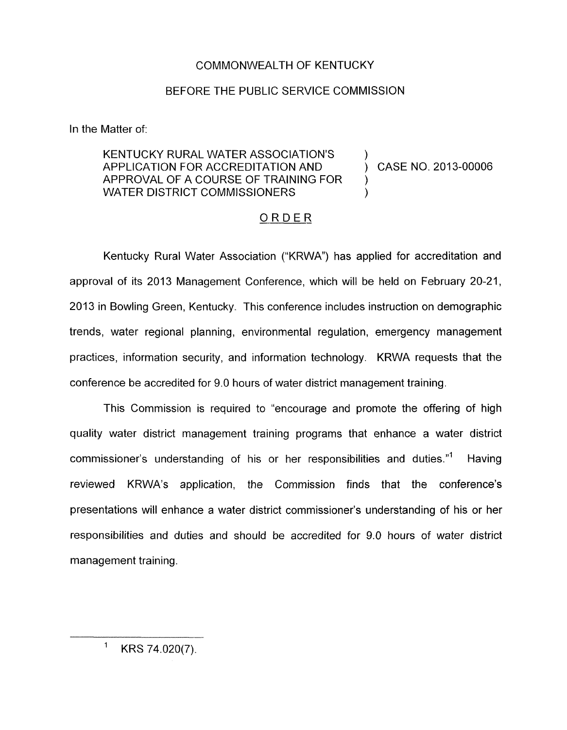COMMONWEALTH OF KENTUCKY

BEFORE THE PUBLIC SERVICE COMMISSION

In the Matter of:

KENTUCKY RURAL WATER ASSOCIATION'S APPLICATION FOR ACCREDITATION AND APPROVAL OF A COURSE OF TRAINING FOR WATER DISTRICT COMMISSIONERS ) CASE NO. 2013-00006

## ORDER

Kentucky Rural Water Association ("KRWA") has applied for accreditation and approval of its 2013 Management Conference, which will be held on February 20-21, 2013 in Bowling Green, Kentucky. This conference includes instruction on demographic trends, water regional planning, environmental regulation, emergency management practices, information security, and information technology. KRWA requests that the conference be accredited for 9.0 hours of water district management training.

This Commission is required to "encourage and promote the offering of high quality water district management training programs that enhance a water district commissioner's understanding of his or her responsibilities and duties."[1] Having reviewed KRWA's application, the Commission finds that the conference's presentations will enhance a water district commissioner's understanding of his or her responsibilities and duties and should be accredited for 9.0 hours of water district management training.

[1] KRS 74.020(7).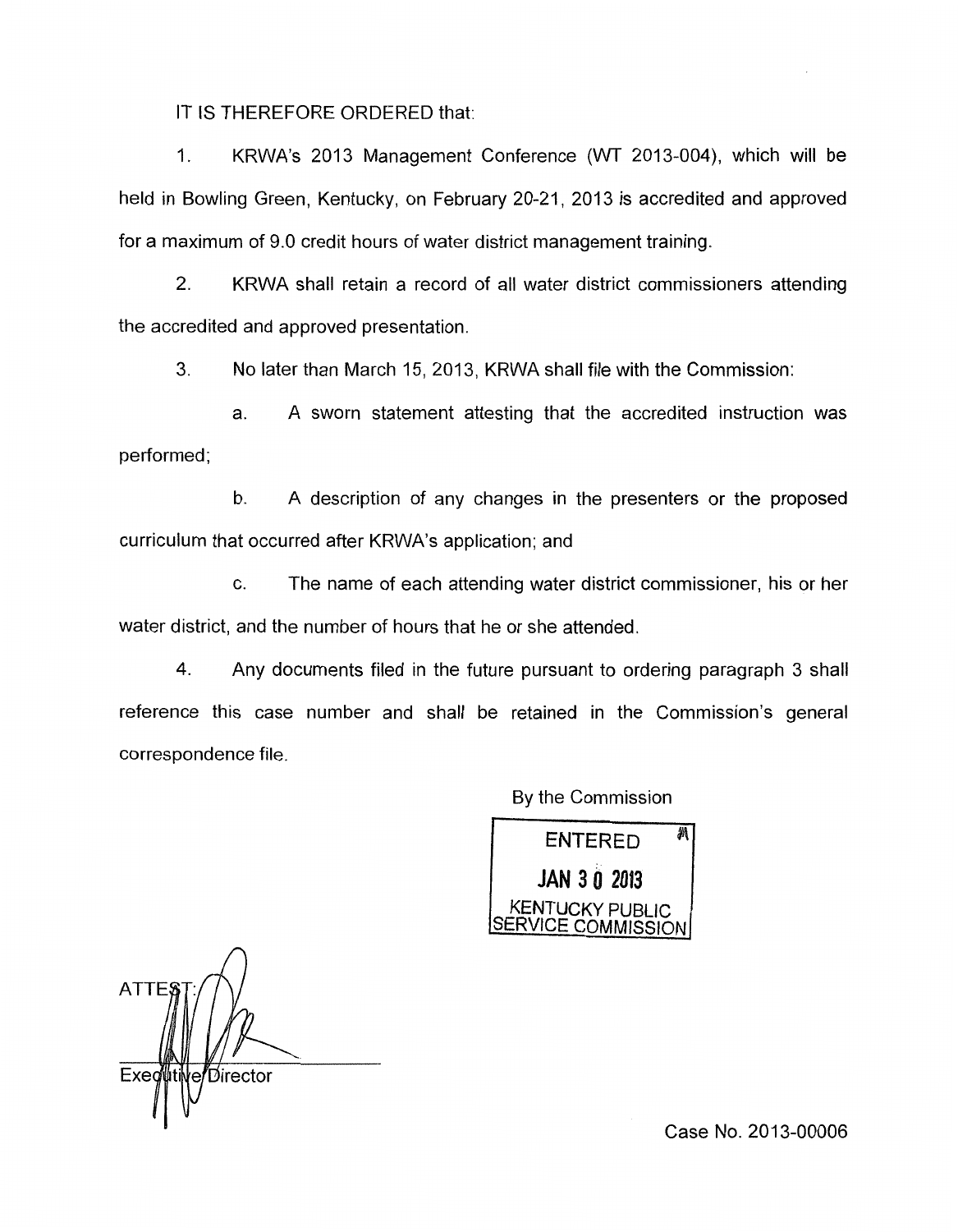IT IS THEREFORE ORDERED that:

1. KRWA's 2013 Management Conference (WT 2013-004), which will be held in Bowling Green, Kentucky, on February 20-21, 2013 is accredited and approved for a maximum of 9.0 credit hours of water district management training.

2. KRWA shall retain a record of all water district commissioners attending the accredited and approved presentation.

3. No later than March 15, 2013, KRWA shall file with the Commission:

   a. A sworn statement attesting that the accredited instruction was performed;

   b. A description of any changes in the presenters or the proposed curriculum that occurred after KRWA's application; and

   c. The name of each attending water district commissioner, his or her water district, and the number of hours that he or she attended.

4. Any documents filed in the future pursuant to ordering paragraph 3 shall reference this case number and shall be retained in the Commission's general correspondence file.

By the Commission

ENTERED
JAN 30 2013
KENTUCKY PUBLIC SERVICE COMMISSION

ATTEST:

Executive Director

Case No. 2013-00006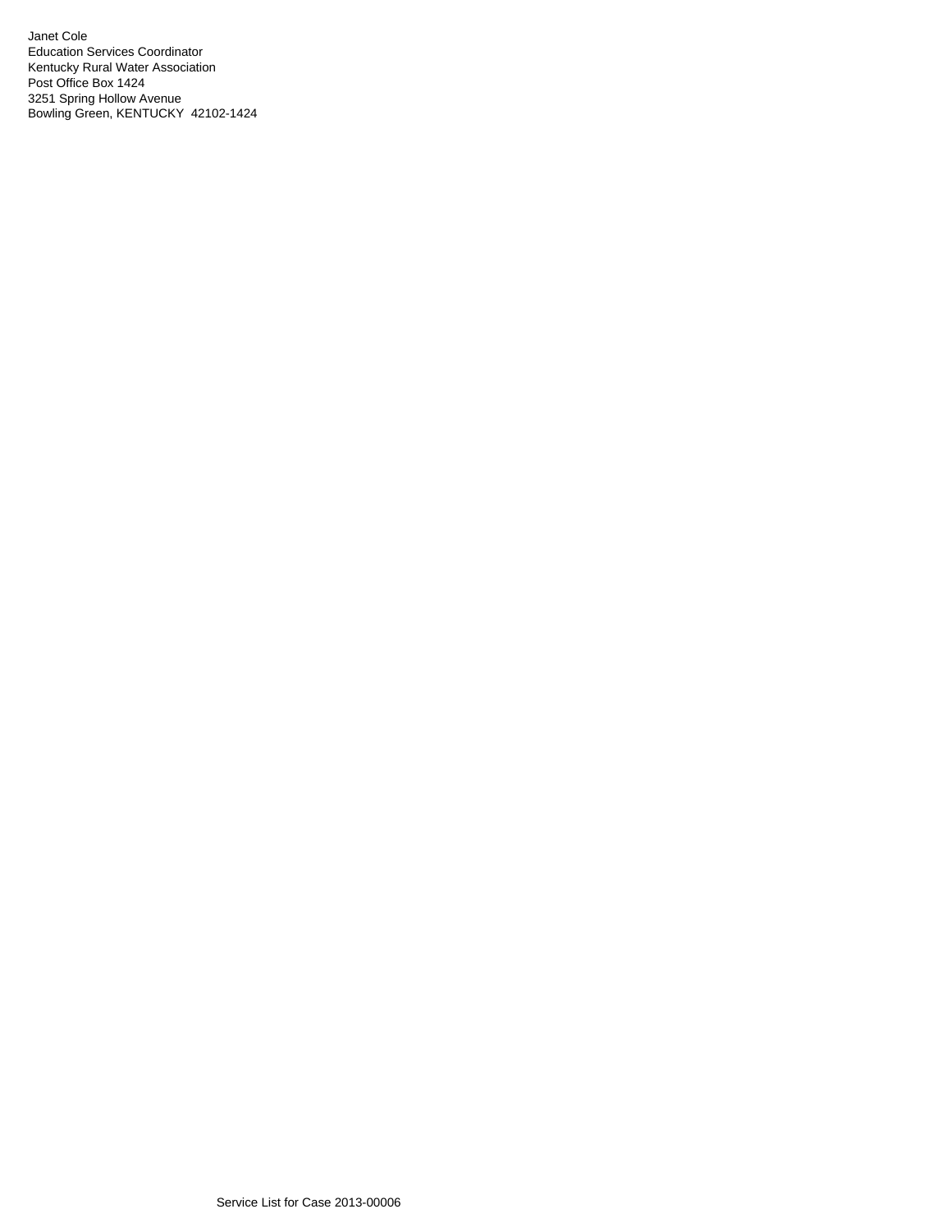Janet Cole
Education Services Coordinator
Kentucky Rural Water Association
Post Office Box 1424
3251 Spring Hollow Avenue
Bowling Green, KENTUCKY 42102-1424